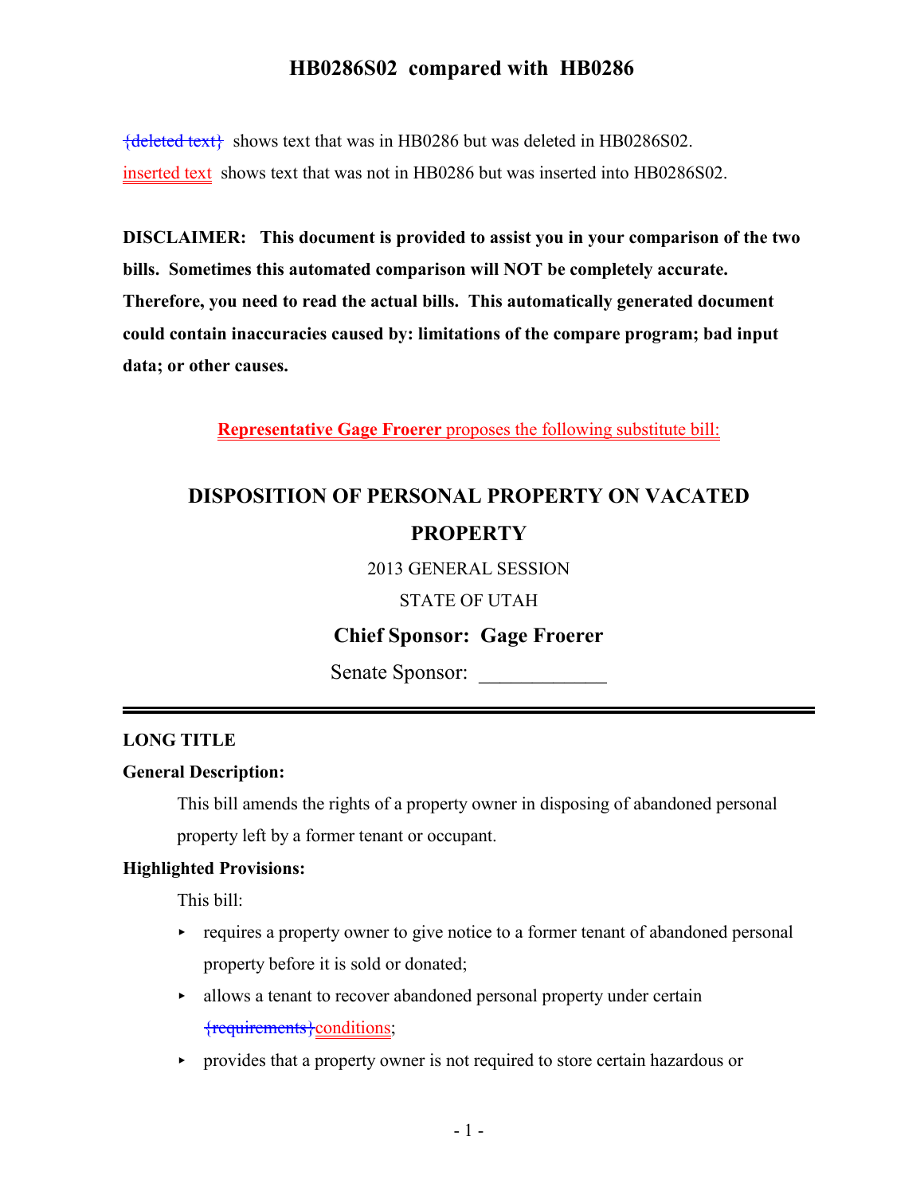# HB0286S02 compared with HB0286

~~{deleted text}~~ shows text that was in HB0286 but was deleted in HB0286S02.

inserted text shows text that was not in HB0286 but was inserted into HB0286S02.

**DISCLAIMER: This document is provided to assist you in your comparison of the two bills. Sometimes this automated comparison will NOT be completely accurate. Therefore, you need to read the actual bills. This automatically generated document could contain inaccuracies caused by: limitations of the compare program; bad input data; or other causes.**

**Representative Gage Froerer** proposes the following substitute bill:

## DISPOSITION OF PERSONAL PROPERTY ON VACATED PROPERTY

2013 GENERAL SESSION

STATE OF UTAH

**Chief Sponsor: Gage Froerer**

Senate Sponsor: ____________

### LONG TITLE

**General Description:**

This bill amends the rights of a property owner in disposing of abandoned personal property left by a former tenant or occupant.

**Highlighted Provisions:**

This bill:

- requires a property owner to give notice to a former tenant of abandoned personal property before it is sold or donated;
- allows a tenant to recover abandoned personal property under certain ~~{requirements}~~conditions;
- provides that a property owner is not required to store certain hazardous or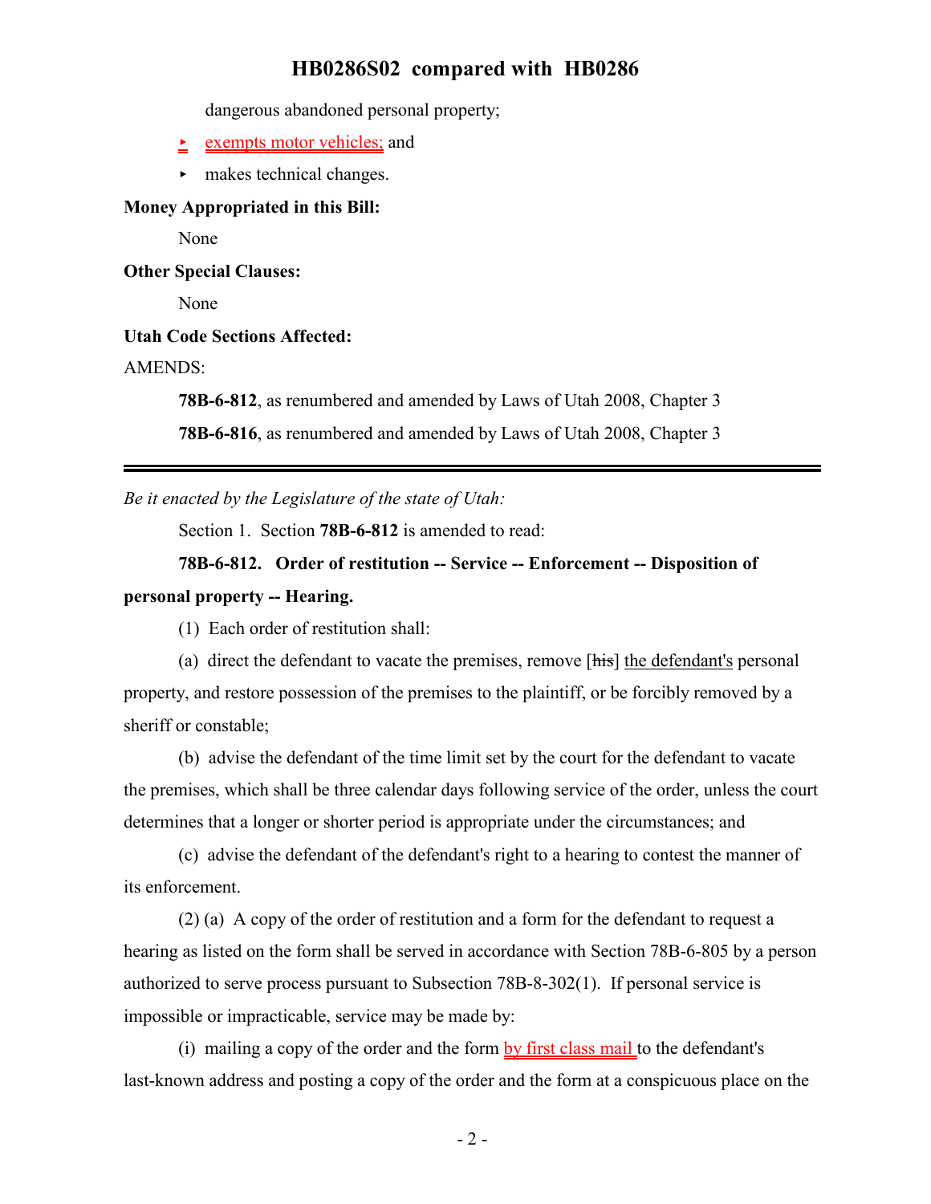dangerous abandoned personal property;

- exempts motor vehicles; and
- makes technical changes.

**Money Appropriated in this Bill:**

None

**Other Special Clauses:**

None

**Utah Code Sections Affected:**

AMENDS:

**78B-6-812**, as renumbered and amended by Laws of Utah 2008, Chapter 3

**78B-6-816**, as renumbered and amended by Laws of Utah 2008, Chapter 3

---

*Be it enacted by the Legislature of the state of Utah:*

Section 1. Section **78B-6-812** is amended to read:

**78B-6-812. Order of restitution -- Service -- Enforcement -- Disposition of personal property -- Hearing.**

(1) Each order of restitution shall:

(a) direct the defendant to vacate the premises, remove [~~his~~] the defendant's personal property, and restore possession of the premises to the plaintiff, or be forcibly removed by a sheriff or constable;

(b) advise the defendant of the time limit set by the court for the defendant to vacate the premises, which shall be three calendar days following service of the order, unless the court determines that a longer or shorter period is appropriate under the circumstances; and

(c) advise the defendant of the defendant's right to a hearing to contest the manner of its enforcement.

(2) (a) A copy of the order of restitution and a form for the defendant to request a hearing as listed on the form shall be served in accordance with Section 78B-6-805 by a person authorized to serve process pursuant to Subsection 78B-8-302(1). If personal service is impossible or impracticable, service may be made by:

(i) mailing a copy of the order and the form by first class mail to the defendant's last-known address and posting a copy of the order and the form at a conspicuous place on the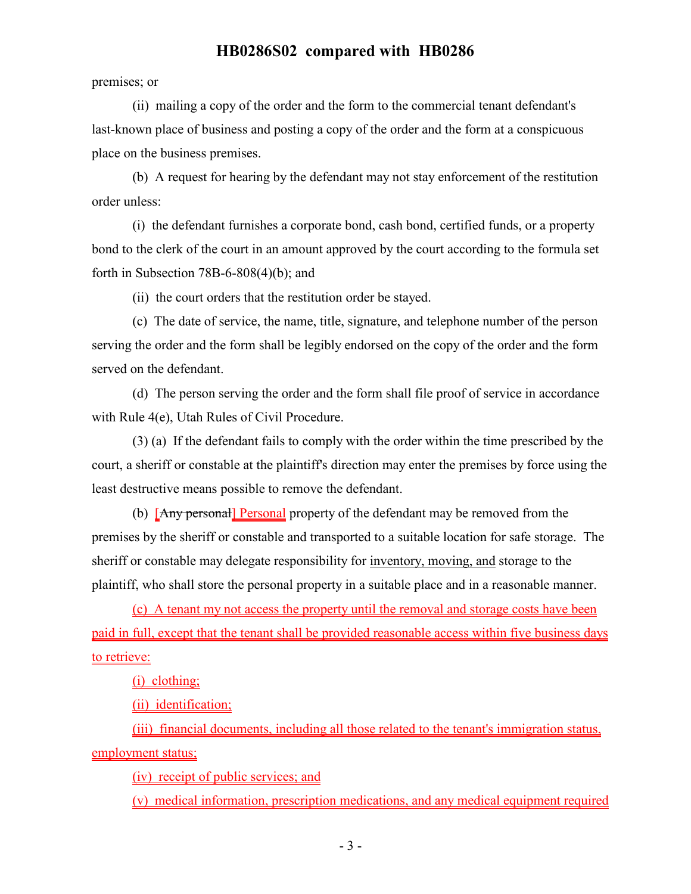premises; or

(ii) mailing a copy of the order and the form to the commercial tenant defendant's last-known place of business and posting a copy of the order and the form at a conspicuous place on the business premises.

(b) A request for hearing by the defendant may not stay enforcement of the restitution order unless:

(i) the defendant furnishes a corporate bond, cash bond, certified funds, or a property bond to the clerk of the court in an amount approved by the court according to the formula set forth in Subsection 78B-6-808(4)(b); and

(ii) the court orders that the restitution order be stayed.

(c) The date of service, the name, title, signature, and telephone number of the person serving the order and the form shall be legibly endorsed on the copy of the order and the form served on the defendant.

(d) The person serving the order and the form shall file proof of service in accordance with Rule 4(e), Utah Rules of Civil Procedure.

(3) (a) If the defendant fails to comply with the order within the time prescribed by the court, a sheriff or constable at the plaintiff's direction may enter the premises by force using the least destructive means possible to remove the defendant.

(b) [~~Any personal~~] Personal property of the defendant may be removed from the premises by the sheriff or constable and transported to a suitable location for safe storage. The sheriff or constable may delegate responsibility for inventory, moving, and storage to the plaintiff, who shall store the personal property in a suitable place and in a reasonable manner.

(c) A tenant my not access the property until the removal and storage costs have been paid in full, except that the tenant shall be provided reasonable access within five business days to retrieve:

(i) clothing;

(ii) identification;

(iii) financial documents, including all those related to the tenant's immigration status, employment status;

(iv) receipt of public services; and

(v) medical information, prescription medications, and any medical equipment required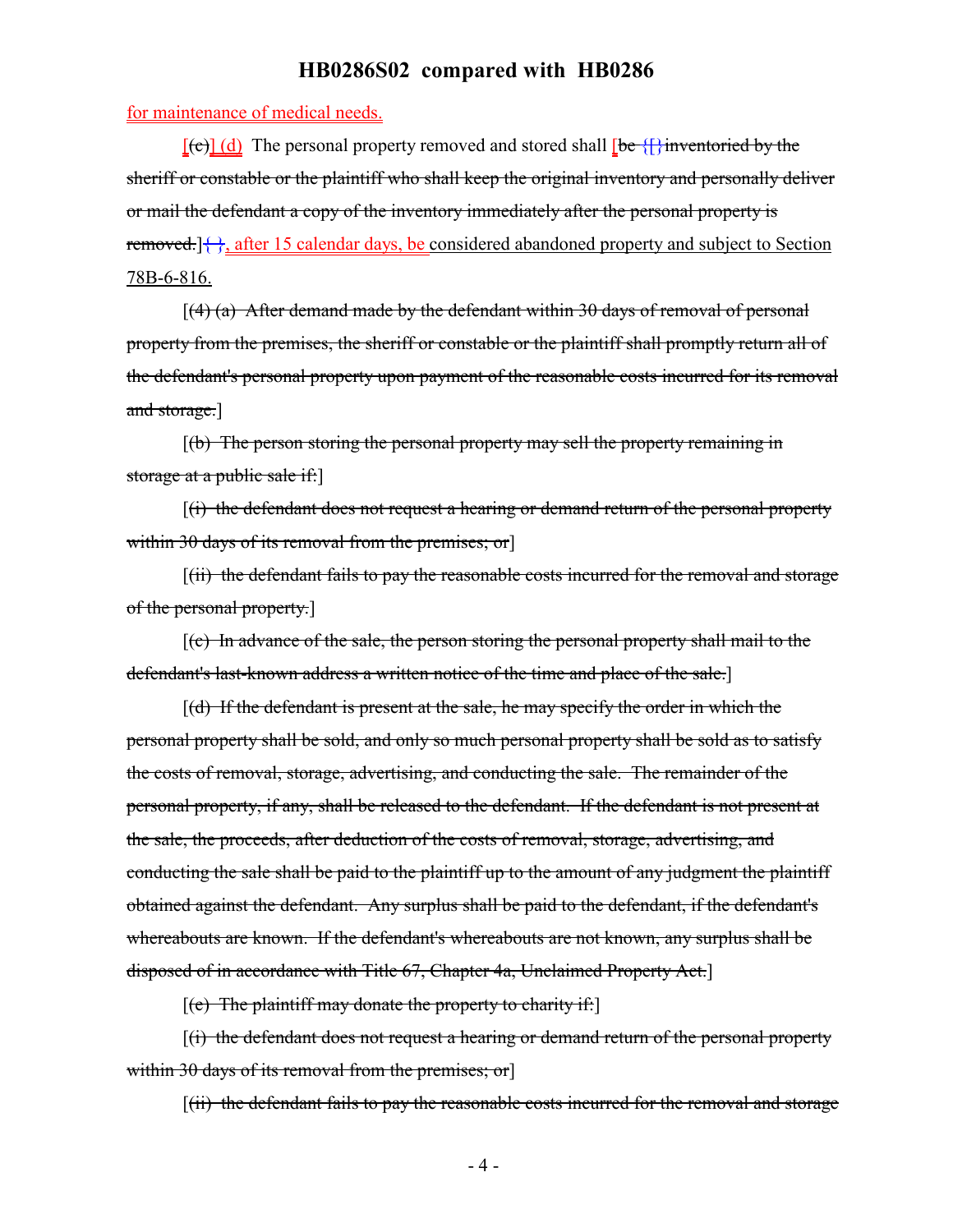for maintenance of medical needs.

[(c)] (d) The personal property removed and stored shall [be {[}inventoried by the sheriff or constable or the plaintiff who shall keep the original inventory and personally deliver or mail the defendant a copy of the inventory immediately after the personal property is removed.]{}, after 15 calendar days, be considered abandoned property and subject to Section 78B-6-816.

[(4) (a) After demand made by the defendant within 30 days of removal of personal property from the premises, the sheriff or constable or the plaintiff shall promptly return all of the defendant's personal property upon payment of the reasonable costs incurred for its removal and storage.]

[(b) The person storing the personal property may sell the property remaining in storage at a public sale if:]

[(i) the defendant does not request a hearing or demand return of the personal property within 30 days of its removal from the premises; or]

[(ii) the defendant fails to pay the reasonable costs incurred for the removal and storage of the personal property.]

[(c) In advance of the sale, the person storing the personal property shall mail to the defendant's last-known address a written notice of the time and place of the sale.]

[(d) If the defendant is present at the sale, he may specify the order in which the personal property shall be sold, and only so much personal property shall be sold as to satisfy the costs of removal, storage, advertising, and conducting the sale. The remainder of the personal property, if any, shall be released to the defendant. If the defendant is not present at the sale, the proceeds, after deduction of the costs of removal, storage, advertising, and conducting the sale shall be paid to the plaintiff up to the amount of any judgment the plaintiff obtained against the defendant. Any surplus shall be paid to the defendant, if the defendant's whereabouts are known. If the defendant's whereabouts are not known, any surplus shall be disposed of in accordance with Title 67, Chapter 4a, Unclaimed Property Act.]

[(e) The plaintiff may donate the property to charity if:]

[(i) the defendant does not request a hearing or demand return of the personal property within 30 days of its removal from the premises; or]

[(ii) the defendant fails to pay the reasonable costs incurred for the removal and storage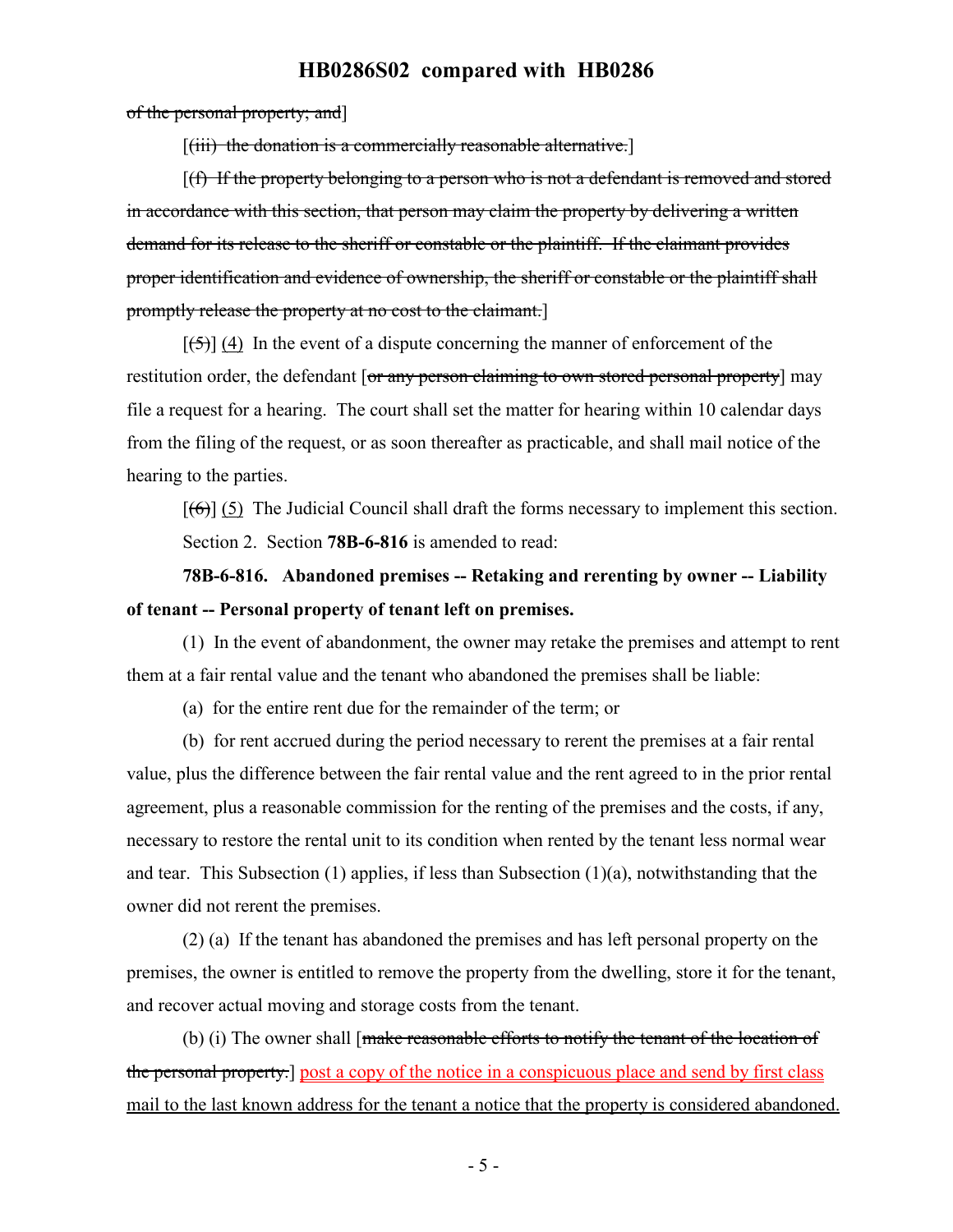of the personal property; and]

[(iii) the donation is a commercially reasonable alternative.]

[(f) If the property belonging to a person who is not a defendant is removed and stored in accordance with this section, that person may claim the property by delivering a written demand for its release to the sheriff or constable or the plaintiff. If the claimant provides proper identification and evidence of ownership, the sheriff or constable or the plaintiff shall promptly release the property at no cost to the claimant.]

[(5)] (4) In the event of a dispute concerning the manner of enforcement of the restitution order, the defendant [or any person claiming to own stored personal property] may file a request for a hearing. The court shall set the matter for hearing within 10 calendar days from the filing of the request, or as soon thereafter as practicable, and shall mail notice of the hearing to the parties.

[(6)] (5) The Judicial Council shall draft the forms necessary to implement this section.

Section 2. Section **78B-6-816** is amended to read:

**78B-6-816. Abandoned premises -- Retaking and rerenting by owner -- Liability of tenant -- Personal property of tenant left on premises.**

(1) In the event of abandonment, the owner may retake the premises and attempt to rent them at a fair rental value and the tenant who abandoned the premises shall be liable:

(a) for the entire rent due for the remainder of the term; or

(b) for rent accrued during the period necessary to rerent the premises at a fair rental value, plus the difference between the fair rental value and the rent agreed to in the prior rental agreement, plus a reasonable commission for the renting of the premises and the costs, if any, necessary to restore the rental unit to its condition when rented by the tenant less normal wear and tear. This Subsection (1) applies, if less than Subsection (1)(a), notwithstanding that the owner did not rerent the premises.

(2) (a) If the tenant has abandoned the premises and has left personal property on the premises, the owner is entitled to remove the property from the dwelling, store it for the tenant, and recover actual moving and storage costs from the tenant.

(b) (i) The owner shall [make reasonable efforts to notify the tenant of the location of the personal property.] post a copy of the notice in a conspicuous place and send by first class mail to the last known address for the tenant a notice that the property is considered abandoned.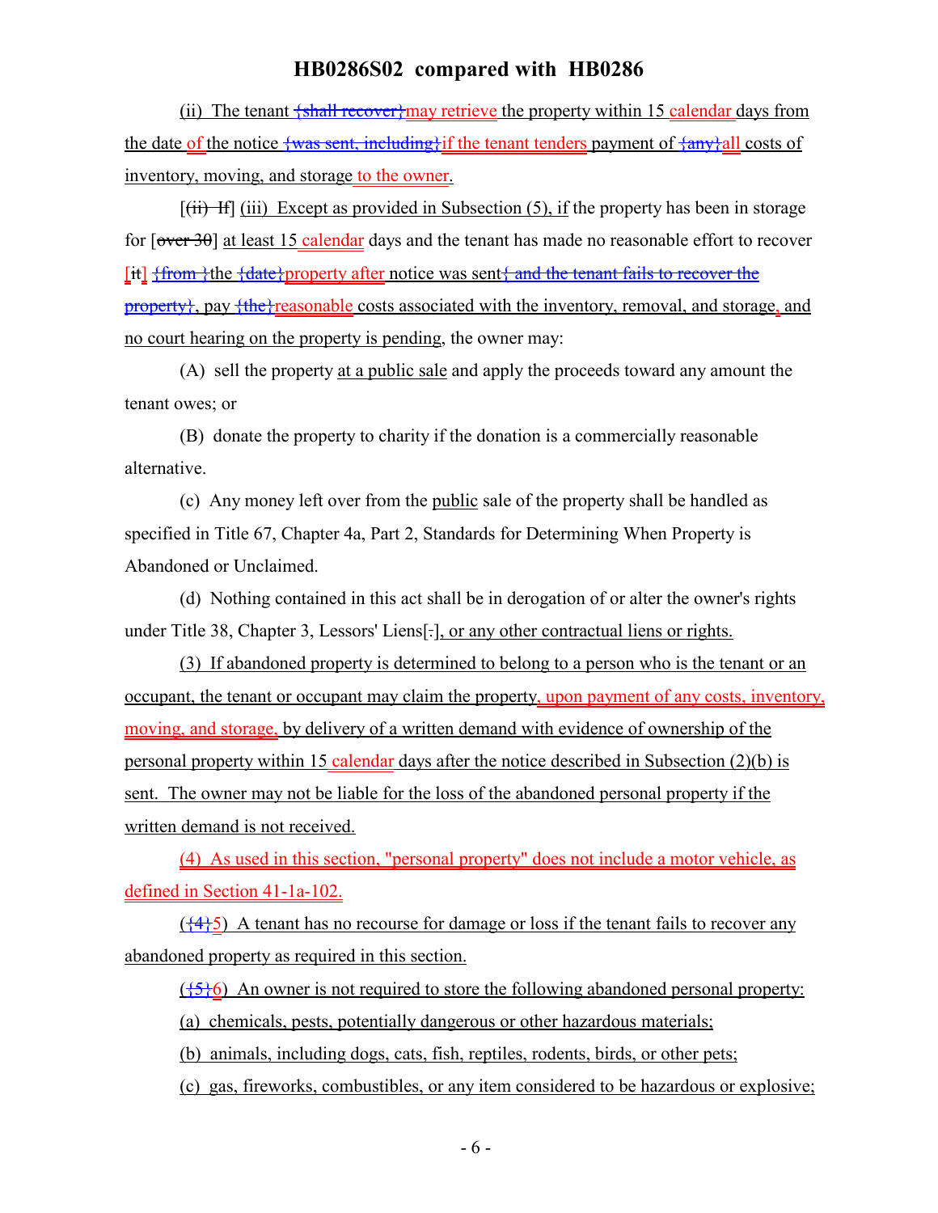(ii) The tenant {shall recover}may retrieve the property within 15 calendar days from the date of the notice {was sent, including}if the tenant tenders payment of {any}all costs of inventory, moving, and storage to the owner.

[(ii) If] (iii) Except as provided in Subsection (5), if the property has been in storage for [over 30] at least 15 calendar days and the tenant has made no reasonable effort to recover [it] {from }the {date}property after notice was sent{ and the tenant fails to recover the property}, pay {the}reasonable costs associated with the inventory, removal, and storage, and no court hearing on the property is pending, the owner may:

(A) sell the property at a public sale and apply the proceeds toward any amount the tenant owes; or

(B) donate the property to charity if the donation is a commercially reasonable alternative.

(c) Any money left over from the public sale of the property shall be handled as specified in Title 67, Chapter 4a, Part 2, Standards for Determining When Property is Abandoned or Unclaimed.

(d) Nothing contained in this act shall be in derogation of or alter the owner's rights under Title 38, Chapter 3, Lessors' Liens[.], or any other contractual liens or rights.

(3) If abandoned property is determined to belong to a person who is the tenant or an occupant, the tenant or occupant may claim the property, upon payment of any costs, inventory, moving, and storage, by delivery of a written demand with evidence of ownership of the personal property within 15 calendar days after the notice described in Subsection (2)(b) is sent. The owner may not be liable for the loss of the abandoned personal property if the written demand is not received.

(4) As used in this section, "personal property" does not include a motor vehicle, as defined in Section 41-1a-102.

({4}5) A tenant has no recourse for damage or loss if the tenant fails to recover any abandoned property as required in this section.

({5}6) An owner is not required to store the following abandoned personal property:

(a) chemicals, pests, potentially dangerous or other hazardous materials;

(b) animals, including dogs, cats, fish, reptiles, rodents, birds, or other pets;

(c) gas, fireworks, combustibles, or any item considered to be hazardous or explosive;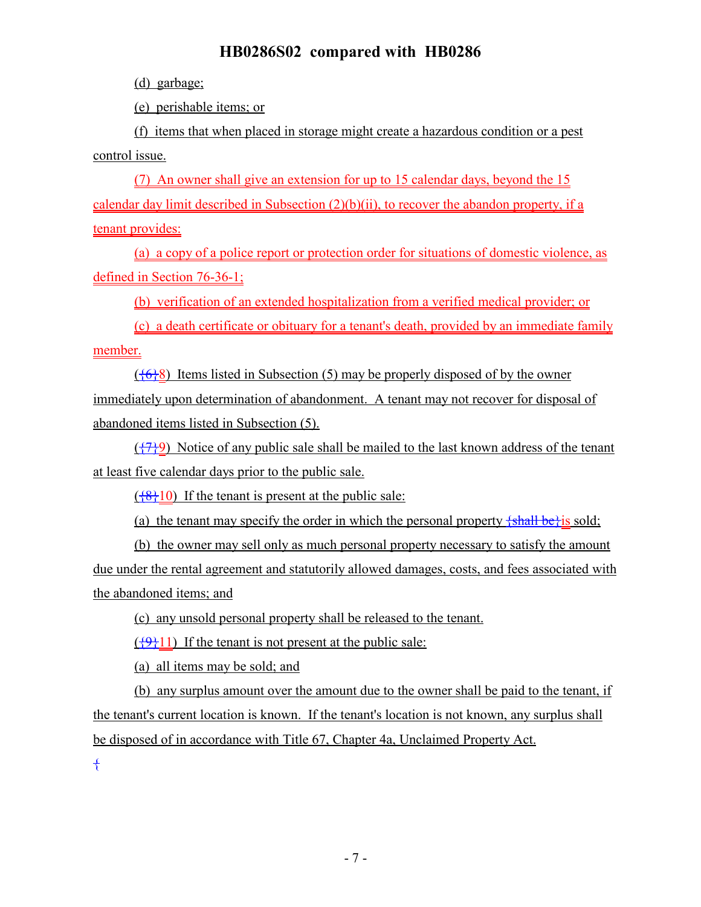(d) garbage;

(e) perishable items; or

(f) items that when placed in storage might create a hazardous condition or a pest control issue.

(7) An owner shall give an extension for up to 15 calendar days, beyond the 15 calendar day limit described in Subsection (2)(b)(ii), to recover the abandon property, if a tenant provides:

(a) a copy of a police report or protection order for situations of domestic violence, as defined in Section 76-36-1;

(b) verification of an extended hospitalization from a verified medical provider; or

(c) a death certificate or obituary for a tenant's death, provided by an immediate family member.

({6}8) Items listed in Subsection (5) may be properly disposed of by the owner immediately upon determination of abandonment. A tenant may not recover for disposal of abandoned items listed in Subsection (5).

({7}9) Notice of any public sale shall be mailed to the last known address of the tenant at least five calendar days prior to the public sale.

({8}10) If the tenant is present at the public sale:

(a) the tenant may specify the order in which the personal property {shall be}is sold;

(b) the owner may sell only as much personal property necessary to satisfy the amount due under the rental agreement and statutorily allowed damages, costs, and fees associated with the abandoned items; and

(c) any unsold personal property shall be released to the tenant.

({9}11) If the tenant is not present at the public sale:

(a) all items may be sold; and

(b) any surplus amount over the amount due to the owner shall be paid to the tenant, if the tenant's current location is known. If the tenant's location is not known, any surplus shall be disposed of in accordance with Title 67, Chapter 4a, Unclaimed Property Act.

{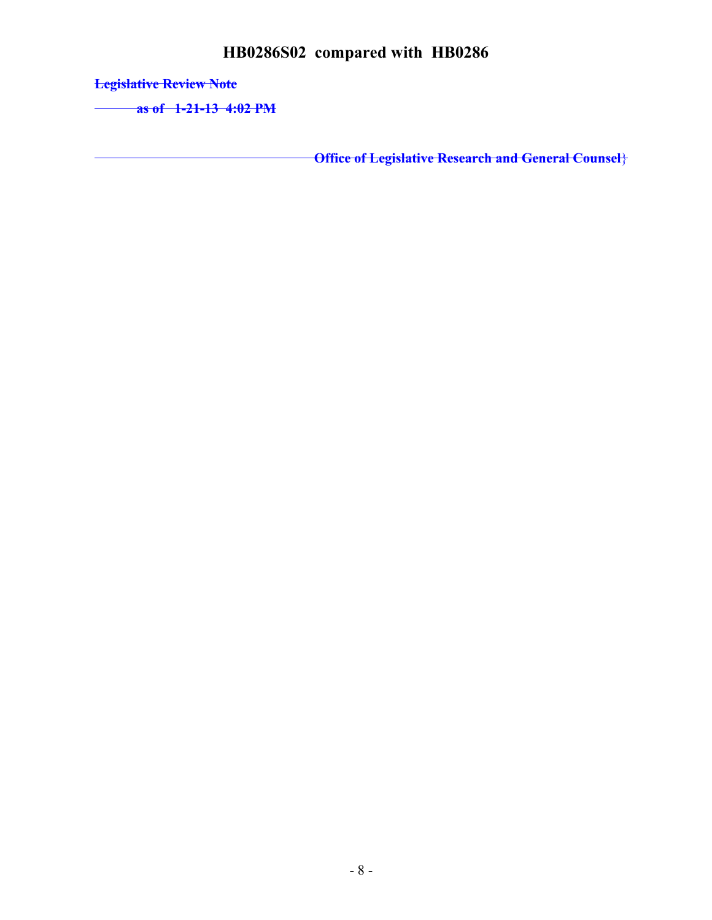~~**Legislative Review Note**~~

~~**as of 1-21-13 4:02 PM**~~

~~**Office of Legislative Research and General Counsel**~~}